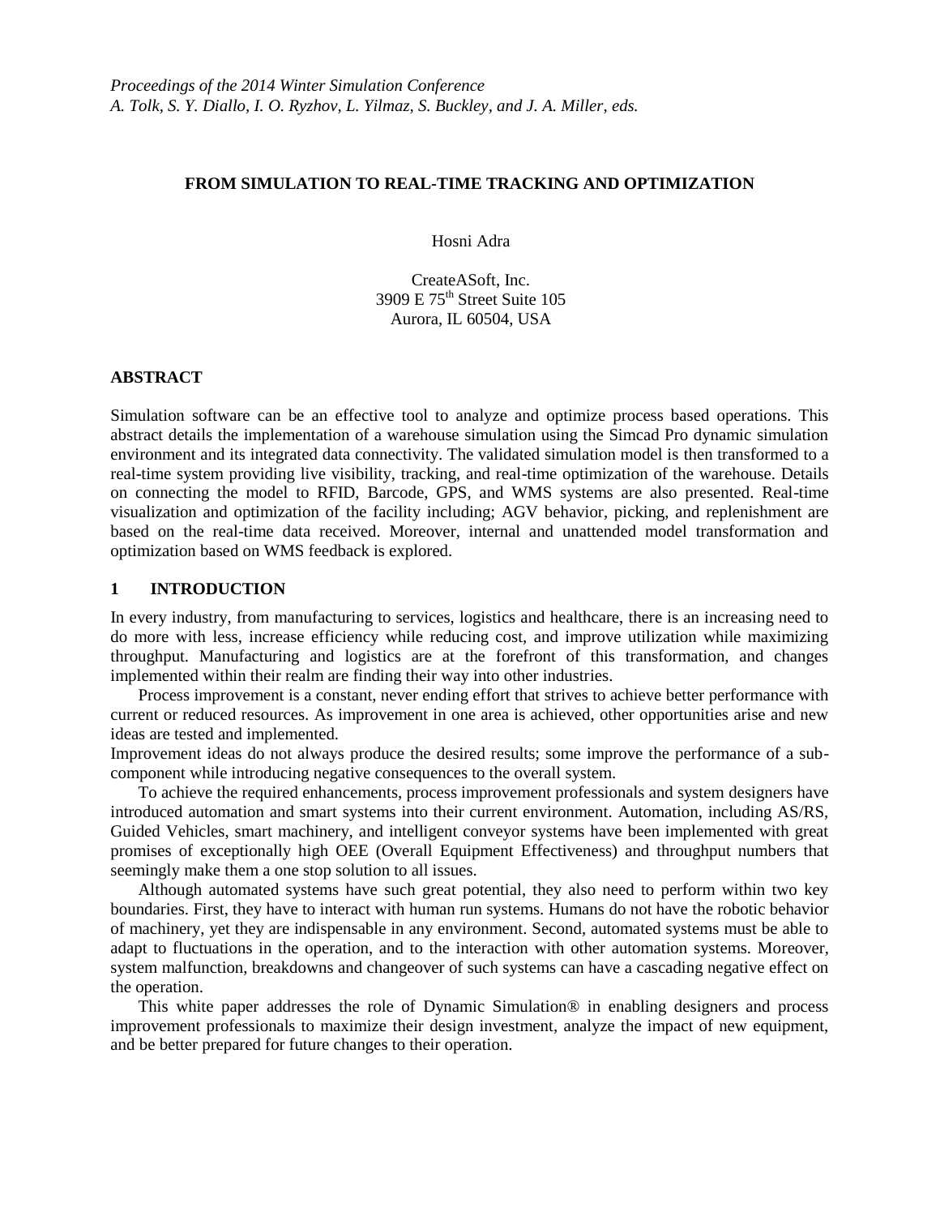*Proceedings of the 2014 Winter Simulation Conference*
*A. Tolk, S. Y. Diallo, I. O. Ryzhov, L. Yilmaz, S. Buckley, and J. A. Miller, eds.*

# FROM SIMULATION TO REAL-TIME TRACKING AND OPTIMIZATION

Hosni Adra

CreateASoft, Inc.
3909 E 75th Street Suite 105
Aurora, IL 60504, USA

## ABSTRACT

Simulation software can be an effective tool to analyze and optimize process based operations. This abstract details the implementation of a warehouse simulation using the Simcad Pro dynamic simulation environment and its integrated data connectivity. The validated simulation model is then transformed to a real-time system providing live visibility, tracking, and real-time optimization of the warehouse. Details on connecting the model to RFID, Barcode, GPS, and WMS systems are also presented. Real-time visualization and optimization of the facility including; AGV behavior, picking, and replenishment are based on the real-time data received. Moreover, internal and unattended model transformation and optimization based on WMS feedback is explored.

## 1 INTRODUCTION

In every industry, from manufacturing to services, logistics and healthcare, there is an increasing need to do more with less, increase efficiency while reducing cost, and improve utilization while maximizing throughput. Manufacturing and logistics are at the forefront of this transformation, and changes implemented within their realm are finding their way into other industries.

Process improvement is a constant, never ending effort that strives to achieve better performance with current or reduced resources. As improvement in one area is achieved, other opportunities arise and new ideas are tested and implemented.

Improvement ideas do not always produce the desired results; some improve the performance of a sub-component while introducing negative consequences to the overall system.

To achieve the required enhancements, process improvement professionals and system designers have introduced automation and smart systems into their current environment. Automation, including AS/RS, Guided Vehicles, smart machinery, and intelligent conveyor systems have been implemented with great promises of exceptionally high OEE (Overall Equipment Effectiveness) and throughput numbers that seemingly make them a one stop solution to all issues.

Although automated systems have such great potential, they also need to perform within two key boundaries. First, they have to interact with human run systems. Humans do not have the robotic behavior of machinery, yet they are indispensable in any environment. Second, automated systems must be able to adapt to fluctuations in the operation, and to the interaction with other automation systems. Moreover, system malfunction, breakdowns and changeover of such systems can have a cascading negative effect on the operation.

This white paper addresses the role of Dynamic Simulation® in enabling designers and process improvement professionals to maximize their design investment, analyze the impact of new equipment, and be better prepared for future changes to their operation.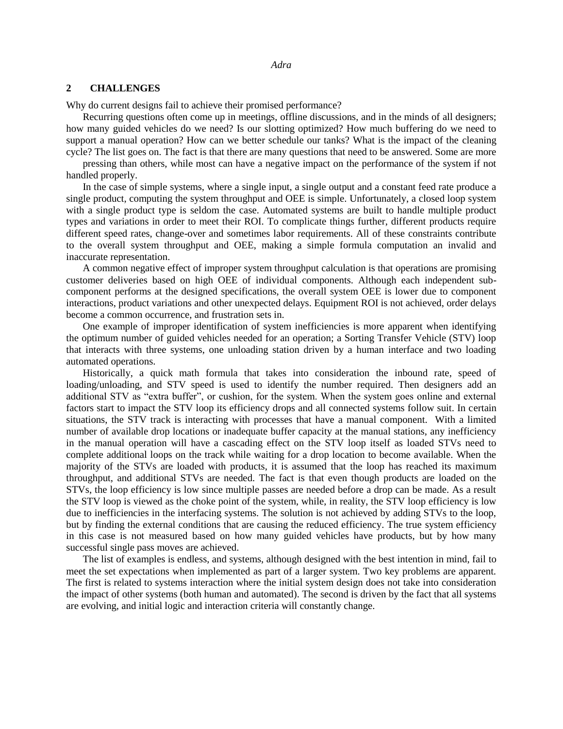## 2 CHALLENGES

Why do current designs fail to achieve their promised performance?

Recurring questions often come up in meetings, offline discussions, and in the minds of all designers; how many guided vehicles do we need? Is our slotting optimized? How much buffering do we need to support a manual operation? How can we better schedule our tanks? What is the impact of the cleaning cycle? The list goes on. The fact is that there are many questions that need to be answered. Some are more pressing than others, while most can have a negative impact on the performance of the system if not handled properly.

In the case of simple systems, where a single input, a single output and a constant feed rate produce a single product, computing the system throughput and OEE is simple. Unfortunately, a closed loop system with a single product type is seldom the case. Automated systems are built to handle multiple product types and variations in order to meet their ROI. To complicate things further, different products require different speed rates, change-over and sometimes labor requirements. All of these constraints contribute to the overall system throughput and OEE, making a simple formula computation an invalid and inaccurate representation.

A common negative effect of improper system throughput calculation is that operations are promising customer deliveries based on high OEE of individual components. Although each independent sub-component performs at the designed specifications, the overall system OEE is lower due to component interactions, product variations and other unexpected delays. Equipment ROI is not achieved, order delays become a common occurrence, and frustration sets in.

One example of improper identification of system inefficiencies is more apparent when identifying the optimum number of guided vehicles needed for an operation; a Sorting Transfer Vehicle (STV) loop that interacts with three systems, one unloading station driven by a human interface and two loading automated operations.

Historically, a quick math formula that takes into consideration the inbound rate, speed of loading/unloading, and STV speed is used to identify the number required. Then designers add an additional STV as "extra buffer", or cushion, for the system. When the system goes online and external factors start to impact the STV loop its efficiency drops and all connected systems follow suit. In certain situations, the STV track is interacting with processes that have a manual component. With a limited number of available drop locations or inadequate buffer capacity at the manual stations, any inefficiency in the manual operation will have a cascading effect on the STV loop itself as loaded STVs need to complete additional loops on the track while waiting for a drop location to become available. When the majority of the STVs are loaded with products, it is assumed that the loop has reached its maximum throughput, and additional STVs are needed. The fact is that even though products are loaded on the STVs, the loop efficiency is low since multiple passes are needed before a drop can be made. As a result the STV loop is viewed as the choke point of the system, while, in reality, the STV loop efficiency is low due to inefficiencies in the interfacing systems. The solution is not achieved by adding STVs to the loop, but by finding the external conditions that are causing the reduced efficiency. The true system efficiency in this case is not measured based on how many guided vehicles have products, but by how many successful single pass moves are achieved.

The list of examples is endless, and systems, although designed with the best intention in mind, fail to meet the set expectations when implemented as part of a larger system. Two key problems are apparent. The first is related to systems interaction where the initial system design does not take into consideration the impact of other systems (both human and automated). The second is driven by the fact that all systems are evolving, and initial logic and interaction criteria will constantly change.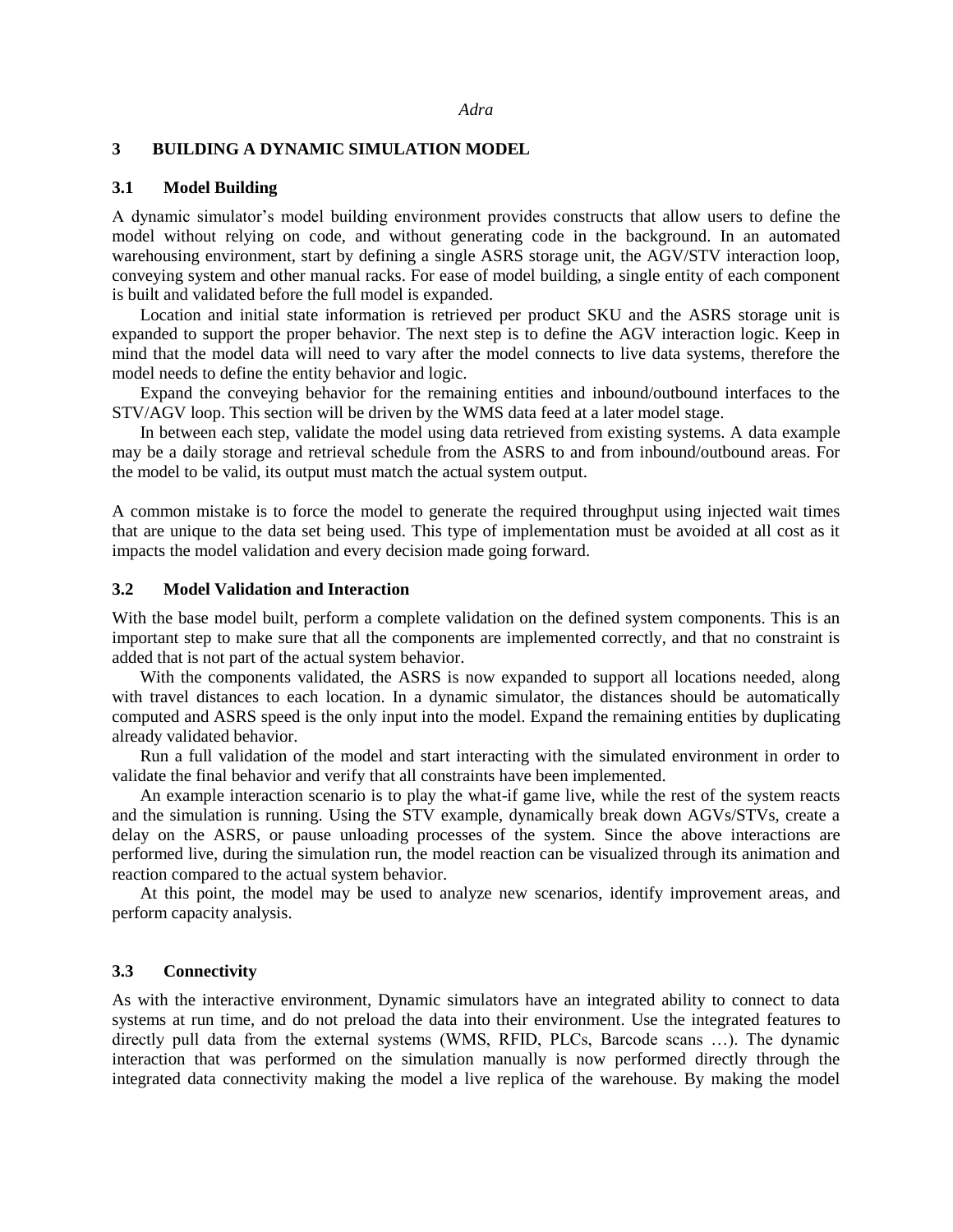## 3 BUILDING A DYNAMIC SIMULATION MODEL

### 3.1 Model Building

A dynamic simulator's model building environment provides constructs that allow users to define the model without relying on code, and without generating code in the background. In an automated warehousing environment, start by defining a single ASRS storage unit, the AGV/STV interaction loop, conveying system and other manual racks. For ease of model building, a single entity of each component is built and validated before the full model is expanded.

Location and initial state information is retrieved per product SKU and the ASRS storage unit is expanded to support the proper behavior. The next step is to define the AGV interaction logic. Keep in mind that the model data will need to vary after the model connects to live data systems, therefore the model needs to define the entity behavior and logic.

Expand the conveying behavior for the remaining entities and inbound/outbound interfaces to the STV/AGV loop. This section will be driven by the WMS data feed at a later model stage.

In between each step, validate the model using data retrieved from existing systems. A data example may be a daily storage and retrieval schedule from the ASRS to and from inbound/outbound areas. For the model to be valid, its output must match the actual system output.

A common mistake is to force the model to generate the required throughput using injected wait times that are unique to the data set being used. This type of implementation must be avoided at all cost as it impacts the model validation and every decision made going forward.

### 3.2 Model Validation and Interaction

With the base model built, perform a complete validation on the defined system components. This is an important step to make sure that all the components are implemented correctly, and that no constraint is added that is not part of the actual system behavior.

With the components validated, the ASRS is now expanded to support all locations needed, along with travel distances to each location. In a dynamic simulator, the distances should be automatically computed and ASRS speed is the only input into the model. Expand the remaining entities by duplicating already validated behavior.

Run a full validation of the model and start interacting with the simulated environment in order to validate the final behavior and verify that all constraints have been implemented.

An example interaction scenario is to play the what-if game live, while the rest of the system reacts and the simulation is running. Using the STV example, dynamically break down AGVs/STVs, create a delay on the ASRS, or pause unloading processes of the system. Since the above interactions are performed live, during the simulation run, the model reaction can be visualized through its animation and reaction compared to the actual system behavior.

At this point, the model may be used to analyze new scenarios, identify improvement areas, and perform capacity analysis.

### 3.3 Connectivity

As with the interactive environment, Dynamic simulators have an integrated ability to connect to data systems at run time, and do not preload the data into their environment. Use the integrated features to directly pull data from the external systems (WMS, RFID, PLCs, Barcode scans …). The dynamic interaction that was performed on the simulation manually is now performed directly through the integrated data connectivity making the model a live replica of the warehouse. By making the model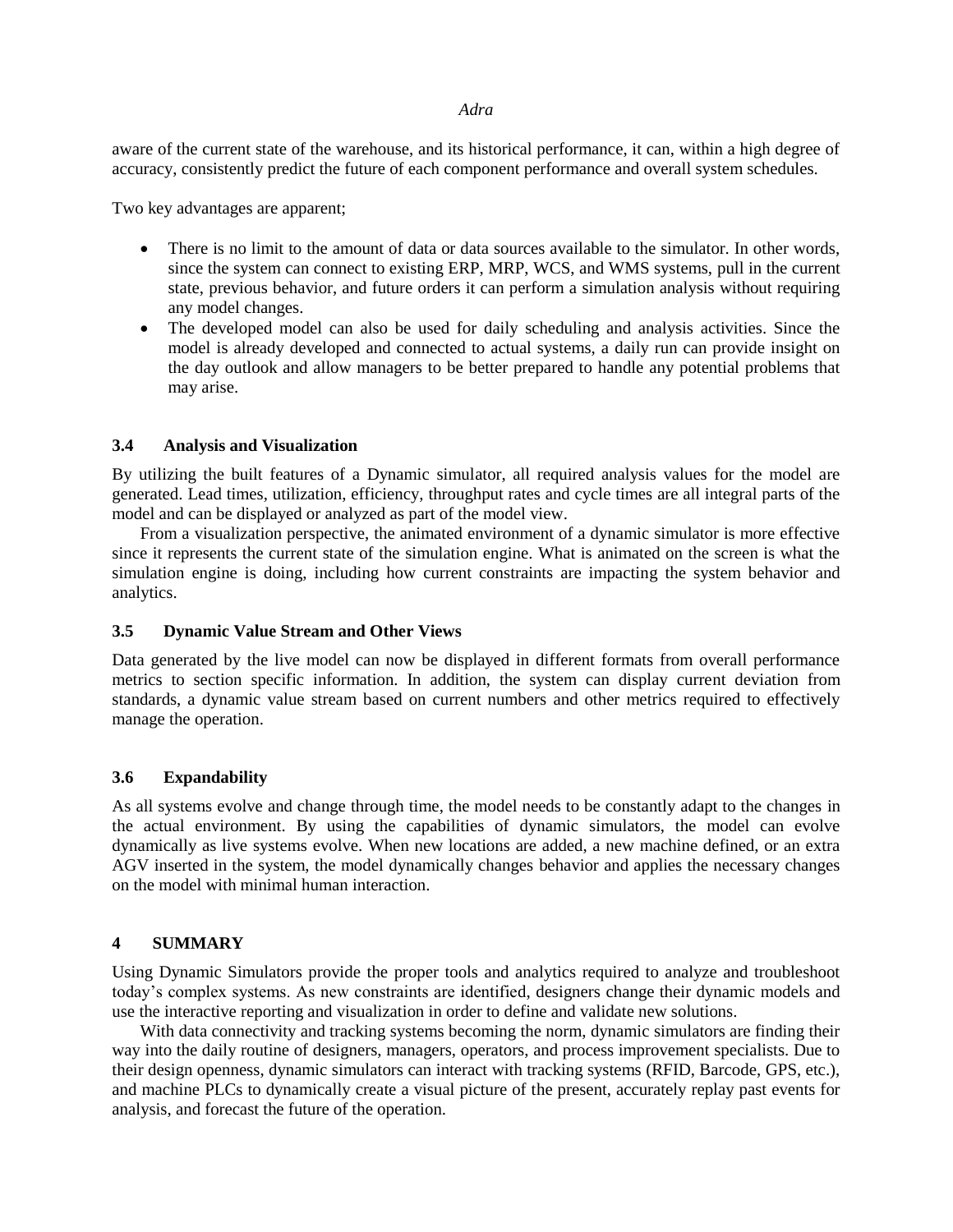aware of the current state of the warehouse, and its historical performance, it can, within a high degree of accuracy, consistently predict the future of each component performance and overall system schedules.

Two key advantages are apparent;

- There is no limit to the amount of data or data sources available to the simulator. In other words, since the system can connect to existing ERP, MRP, WCS, and WMS systems, pull in the current state, previous behavior, and future orders it can perform a simulation analysis without requiring any model changes.
- The developed model can also be used for daily scheduling and analysis activities. Since the model is already developed and connected to actual systems, a daily run can provide insight on the day outlook and allow managers to be better prepared to handle any potential problems that may arise.

### 3.4 Analysis and Visualization

By utilizing the built features of a Dynamic simulator, all required analysis values for the model are generated. Lead times, utilization, efficiency, throughput rates and cycle times are all integral parts of the model and can be displayed or analyzed as part of the model view.

From a visualization perspective, the animated environment of a dynamic simulator is more effective since it represents the current state of the simulation engine. What is animated on the screen is what the simulation engine is doing, including how current constraints are impacting the system behavior and analytics.

### 3.5 Dynamic Value Stream and Other Views

Data generated by the live model can now be displayed in different formats from overall performance metrics to section specific information. In addition, the system can display current deviation from standards, a dynamic value stream based on current numbers and other metrics required to effectively manage the operation.

### 3.6 Expandability

As all systems evolve and change through time, the model needs to be constantly adapt to the changes in the actual environment. By using the capabilities of dynamic simulators, the model can evolve dynamically as live systems evolve. When new locations are added, a new machine defined, or an extra AGV inserted in the system, the model dynamically changes behavior and applies the necessary changes on the model with minimal human interaction.

## 4 SUMMARY

Using Dynamic Simulators provide the proper tools and analytics required to analyze and troubleshoot today's complex systems. As new constraints are identified, designers change their dynamic models and use the interactive reporting and visualization in order to define and validate new solutions.

With data connectivity and tracking systems becoming the norm, dynamic simulators are finding their way into the daily routine of designers, managers, operators, and process improvement specialists. Due to their design openness, dynamic simulators can interact with tracking systems (RFID, Barcode, GPS, etc.), and machine PLCs to dynamically create a visual picture of the present, accurately replay past events for analysis, and forecast the future of the operation.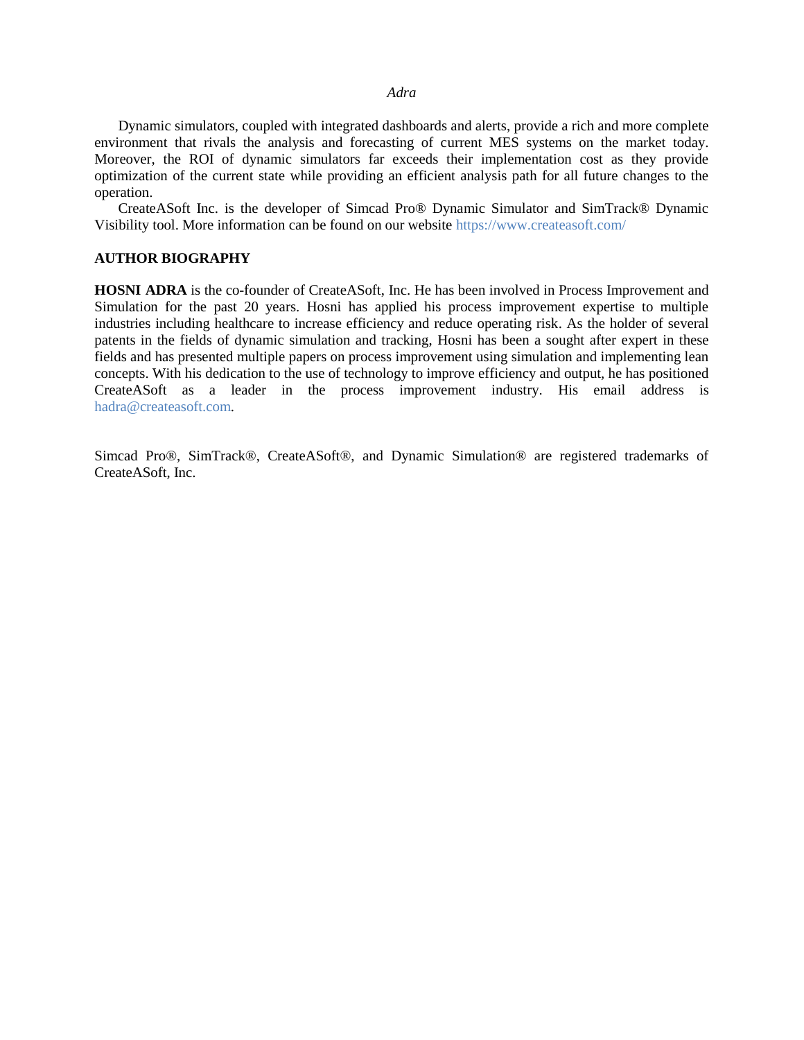Dynamic simulators, coupled with integrated dashboards and alerts, provide a rich and more complete environment that rivals the analysis and forecasting of current MES systems on the market today. Moreover, the ROI of dynamic simulators far exceeds their implementation cost as they provide optimization of the current state while providing an efficient analysis path for all future changes to the operation.

CreateASoft Inc. is the developer of Simcad Pro® Dynamic Simulator and SimTrack® Dynamic Visibility tool. More information can be found on our website https://www.createasoft.com/

## AUTHOR BIOGRAPHY

**HOSNI ADRA** is the co-founder of CreateASoft, Inc. He has been involved in Process Improvement and Simulation for the past 20 years. Hosni has applied his process improvement expertise to multiple industries including healthcare to increase efficiency and reduce operating risk. As the holder of several patents in the fields of dynamic simulation and tracking, Hosni has been a sought after expert in these fields and has presented multiple papers on process improvement using simulation and implementing lean concepts. With his dedication to the use of technology to improve efficiency and output, he has positioned CreateASoft as a leader in the process improvement industry. His email address is hadra@createasoft.com.

Simcad Pro®, SimTrack®, CreateASoft®, and Dynamic Simulation® are registered trademarks of CreateASoft, Inc.